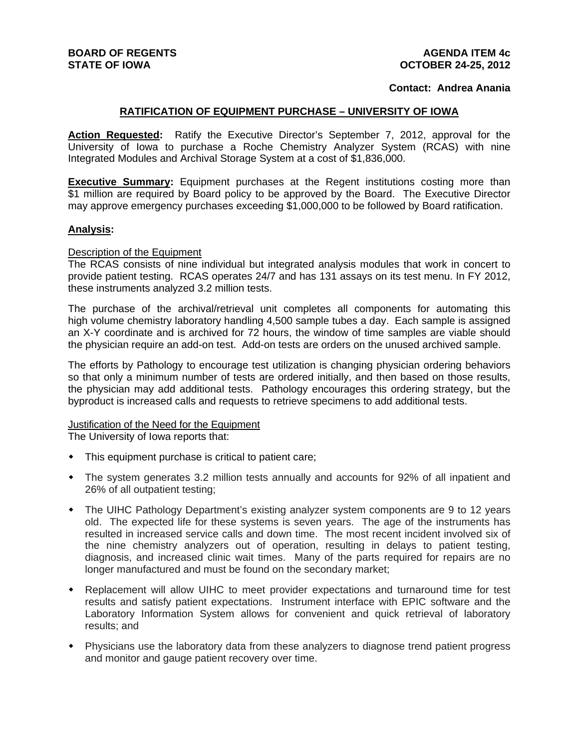**BOARD OF REGENTS**
**STATE OF IOWA**

**AGENDA ITEM 4c**
**OCTOBER 24-25, 2012**

**Contact: Andrea Anania**

## RATIFICATION OF EQUIPMENT PURCHASE – UNIVERSITY OF IOWA

**Action Requested:** Ratify the Executive Director's September 7, 2012, approval for the University of Iowa to purchase a Roche Chemistry Analyzer System (RCAS) with nine Integrated Modules and Archival Storage System at a cost of $1,836,000.

**Executive Summary:** Equipment purchases at the Regent institutions costing more than $1 million are required by Board policy to be approved by the Board. The Executive Director may approve emergency purchases exceeding $1,000,000 to be followed by Board ratification.

**Analysis:**

Description of the Equipment

The RCAS consists of nine individual but integrated analysis modules that work in concert to provide patient testing. RCAS operates 24/7 and has 131 assays on its test menu. In FY 2012, these instruments analyzed 3.2 million tests.

The purchase of the archival/retrieval unit completes all components for automating this high volume chemistry laboratory handling 4,500 sample tubes a day. Each sample is assigned an X-Y coordinate and is archived for 72 hours, the window of time samples are viable should the physician require an add-on test. Add-on tests are orders on the unused archived sample.

The efforts by Pathology to encourage test utilization is changing physician ordering behaviors so that only a minimum number of tests are ordered initially, and then based on those results, the physician may add additional tests. Pathology encourages this ordering strategy, but the byproduct is increased calls and requests to retrieve specimens to add additional tests.

Justification of the Need for the Equipment

The University of Iowa reports that:

- This equipment purchase is critical to patient care;
- The system generates 3.2 million tests annually and accounts for 92% of all inpatient and 26% of all outpatient testing;
- The UIHC Pathology Department's existing analyzer system components are 9 to 12 years old. The expected life for these systems is seven years. The age of the instruments has resulted in increased service calls and down time. The most recent incident involved six of the nine chemistry analyzers out of operation, resulting in delays to patient testing, diagnosis, and increased clinic wait times. Many of the parts required for repairs are no longer manufactured and must be found on the secondary market;
- Replacement will allow UIHC to meet provider expectations and turnaround time for test results and satisfy patient expectations. Instrument interface with EPIC software and the Laboratory Information System allows for convenient and quick retrieval of laboratory results; and
- Physicians use the laboratory data from these analyzers to diagnose trend patient progress and monitor and gauge patient recovery over time.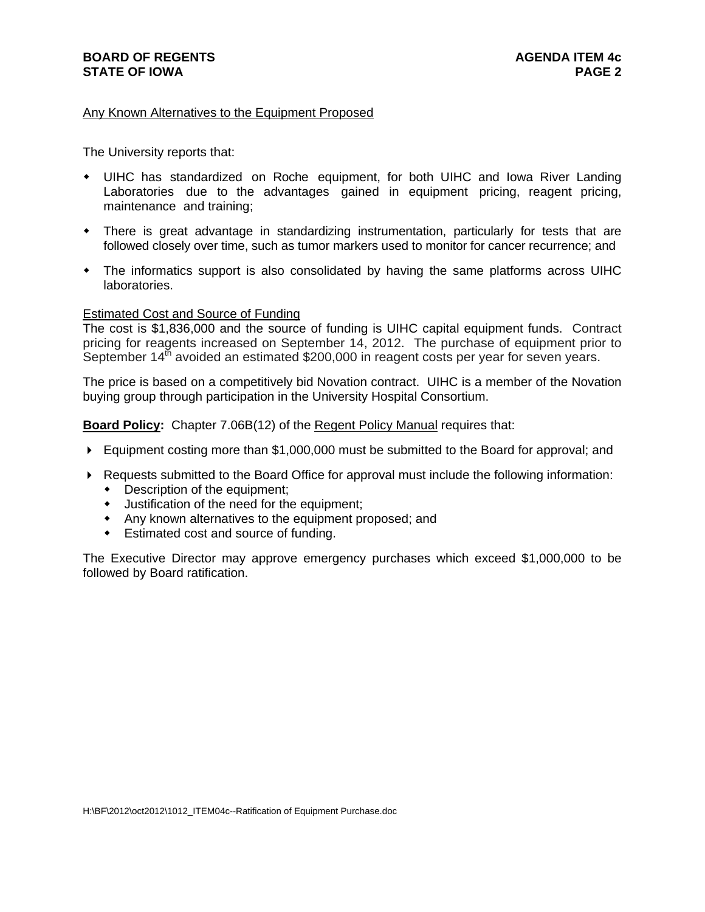Any Known Alternatives to the Equipment Proposed

The University reports that:

- UIHC has standardized on Roche equipment, for both UIHC and Iowa River Landing Laboratories due to the advantages gained in equipment pricing, reagent pricing, maintenance and training;
- There is great advantage in standardizing instrumentation, particularly for tests that are followed closely over time, such as tumor markers used to monitor for cancer recurrence; and
- The informatics support is also consolidated by having the same platforms across UIHC laboratories.

Estimated Cost and Source of Funding

The cost is $1,836,000 and the source of funding is UIHC capital equipment funds. Contract pricing for reagents increased on September 14, 2012. The purchase of equipment prior to September 14th avoided an estimated $200,000 in reagent costs per year for seven years.

The price is based on a competitively bid Novation contract. UIHC is a member of the Novation buying group through participation in the University Hospital Consortium.

**Board Policy:** Chapter 7.06B(12) of the Regent Policy Manual requires that:

- Equipment costing more than $1,000,000 must be submitted to the Board for approval; and
- Requests submitted to the Board Office for approval must include the following information:
  - Description of the equipment;
  - Justification of the need for the equipment;
  - Any known alternatives to the equipment proposed; and
  - Estimated cost and source of funding.

The Executive Director may approve emergency purchases which exceed $1,000,000 to be followed by Board ratification.

H:\BF\2012\oct2012\1012_ITEM04c--Ratification of Equipment Purchase.doc